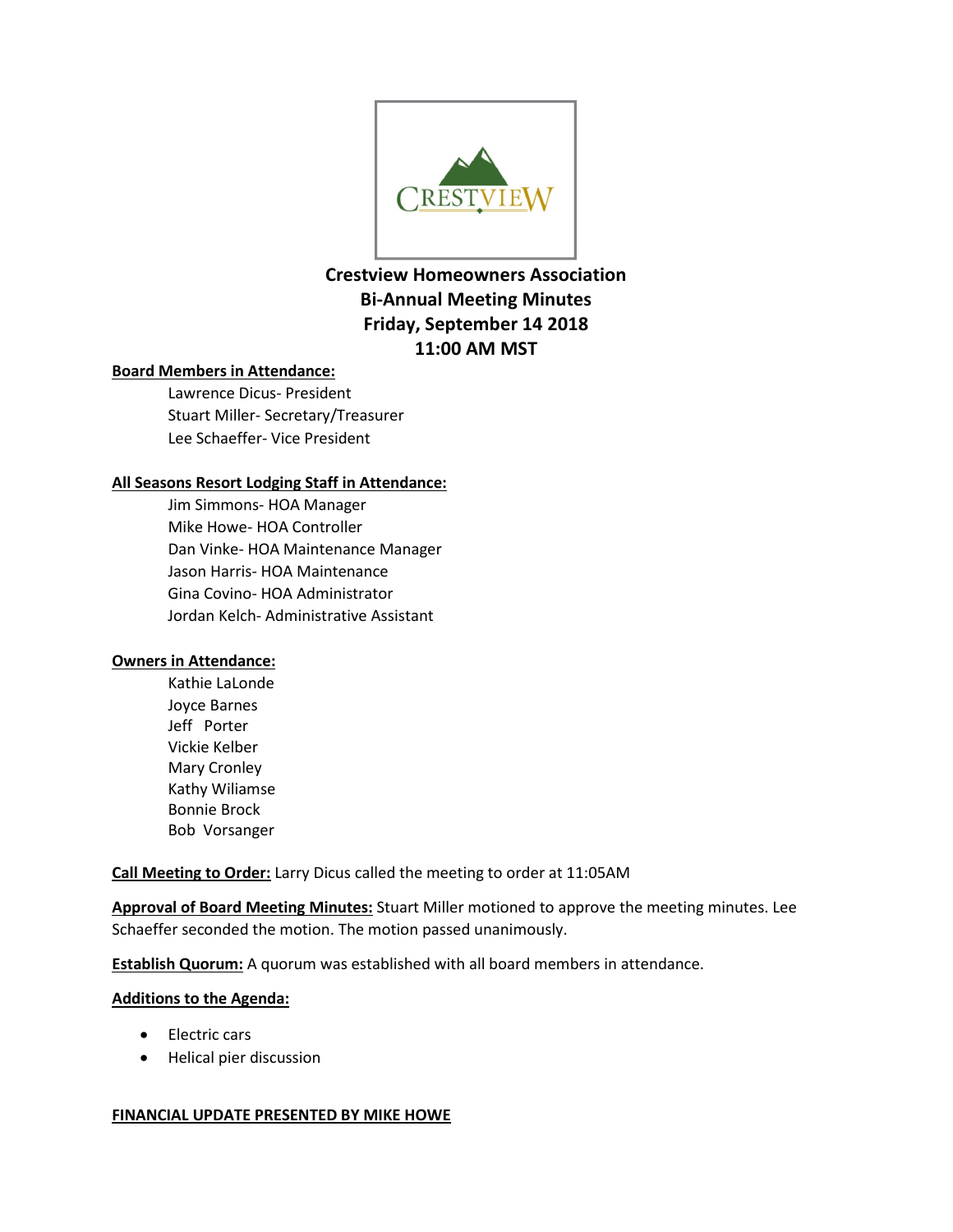# Crestview Homeowners Association
## Bi-Annual Meeting Minutes
## Friday, September 14 2018
## 11:00 AM MST

**Board Members in Attendance:**

Lawrence Dicus- President
Stuart Miller- Secretary/Treasurer
Lee Schaeffer- Vice President

**All Seasons Resort Lodging Staff in Attendance:**

Jim Simmons- HOA Manager
Mike Howe- HOA Controller
Dan Vinke- HOA Maintenance Manager
Jason Harris- HOA Maintenance
Gina Covino- HOA Administrator
Jordan Kelch- Administrative Assistant

**Owners in Attendance:**

Kathie LaLonde
Joyce Barnes
Jeff Porter
Vickie Kelber
Mary Cronley
Kathy Wiliamse
Bonnie Brock
Bob Vorsanger

**Call Meeting to Order:** Larry Dicus called the meeting to order at 11:05AM

**Approval of Board Meeting Minutes:** Stuart Miller motioned to approve the meeting minutes. Lee Schaeffer seconded the motion. The motion passed unanimously.

**Establish Quorum:** A quorum was established with all board members in attendance.

**Additions to the Agenda:**

- Electric cars
- Helical pier discussion

**FINANCIAL UPDATE PRESENTED BY MIKE HOWE**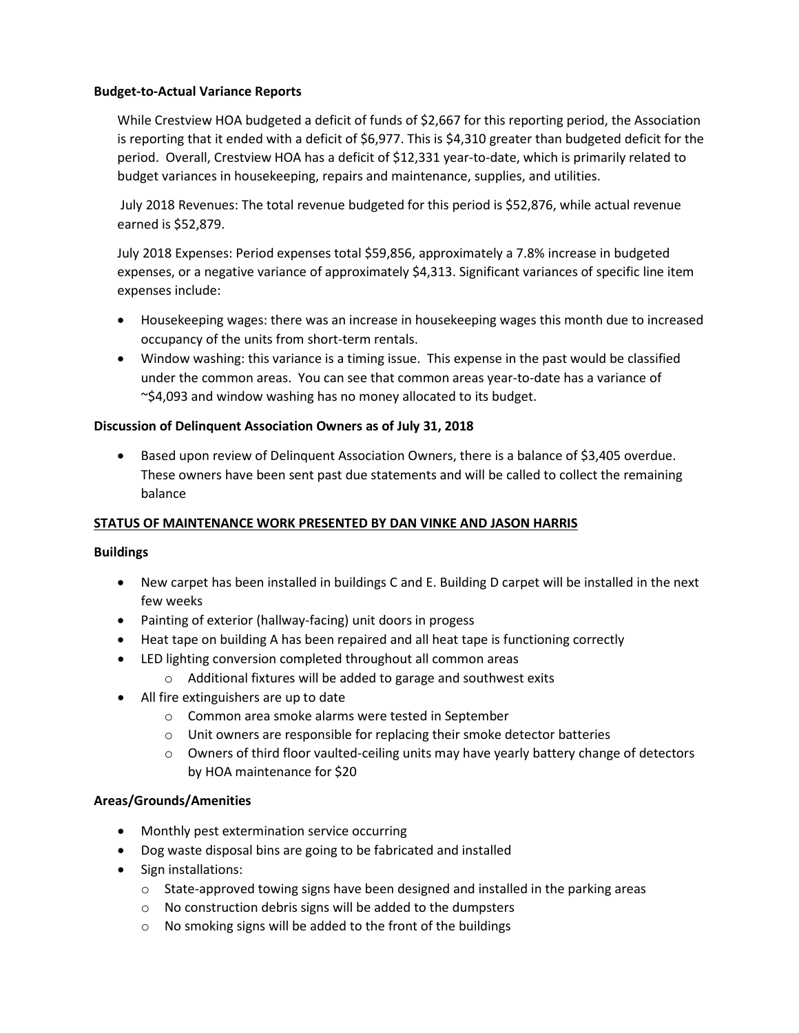**Budget-to-Actual Variance Reports**

While Crestview HOA budgeted a deficit of funds of $2,667 for this reporting period, the Association is reporting that it ended with a deficit of $6,977. This is $4,310 greater than budgeted deficit for the period. Overall, Crestview HOA has a deficit of $12,331 year-to-date, which is primarily related to budget variances in housekeeping, repairs and maintenance, supplies, and utilities.

July 2018 Revenues: The total revenue budgeted for this period is $52,876, while actual revenue earned is $52,879.

July 2018 Expenses: Period expenses total $59,856, approximately a 7.8% increase in budgeted expenses, or a negative variance of approximately $4,313. Significant variances of specific line item expenses include:

- Housekeeping wages: there was an increase in housekeeping wages this month due to increased occupancy of the units from short-term rentals.
- Window washing: this variance is a timing issue. This expense in the past would be classified under the common areas. You can see that common areas year-to-date has a variance of ~$4,093 and window washing has no money allocated to its budget.

**Discussion of Delinquent Association Owners as of July 31, 2018**

- Based upon review of Delinquent Association Owners, there is a balance of $3,405 overdue. These owners have been sent past due statements and will be called to collect the remaining balance

**STATUS OF MAINTENANCE WORK PRESENTED BY DAN VINKE AND JASON HARRIS**

**Buildings**

- New carpet has been installed in buildings C and E. Building D carpet will be installed in the next few weeks
- Painting of exterior (hallway-facing) unit doors in progess
- Heat tape on building A has been repaired and all heat tape is functioning correctly
- LED lighting conversion completed throughout all common areas
  - Additional fixtures will be added to garage and southwest exits
- All fire extinguishers are up to date
  - Common area smoke alarms were tested in September
  - Unit owners are responsible for replacing their smoke detector batteries
  - Owners of third floor vaulted-ceiling units may have yearly battery change of detectors by HOA maintenance for $20

**Areas/Grounds/Amenities**

- Monthly pest extermination service occurring
- Dog waste disposal bins are going to be fabricated and installed
- Sign installations:
  - State-approved towing signs have been designed and installed in the parking areas
  - No construction debris signs will be added to the dumpsters
  - No smoking signs will be added to the front of the buildings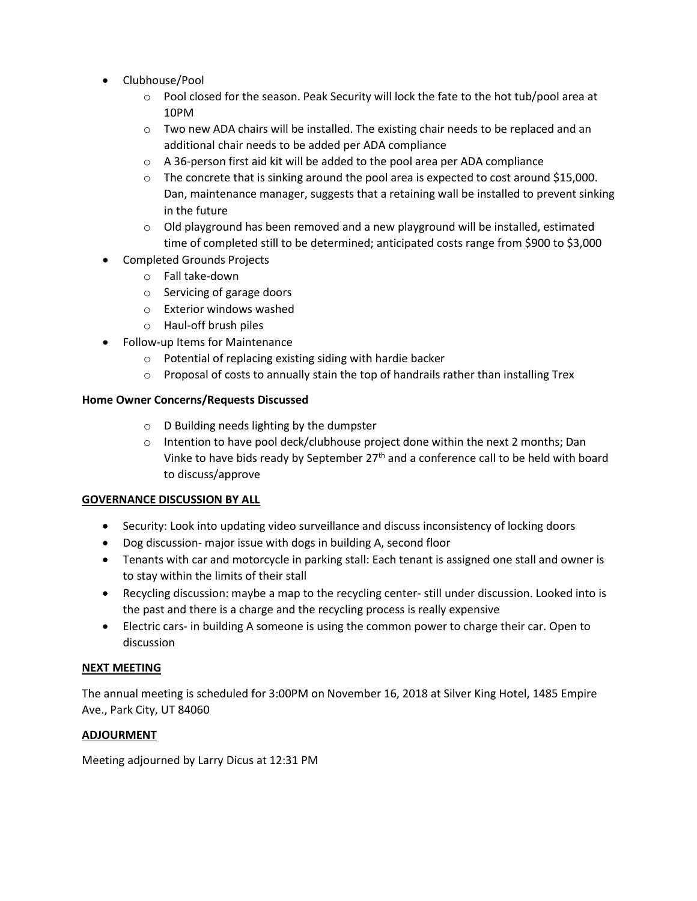- Clubhouse/Pool
  - Pool closed for the season. Peak Security will lock the fate to the hot tub/pool area at 10PM
  - Two new ADA chairs will be installed. The existing chair needs to be replaced and an additional chair needs to be added per ADA compliance
  - A 36-person first aid kit will be added to the pool area per ADA compliance
  - The concrete that is sinking around the pool area is expected to cost around $15,000. Dan, maintenance manager, suggests that a retaining wall be installed to prevent sinking in the future
  - Old playground has been removed and a new playground will be installed, estimated time of completed still to be determined; anticipated costs range from $900 to $3,000
- Completed Grounds Projects
  - Fall take-down
  - Servicing of garage doors
  - Exterior windows washed
  - Haul-off brush piles
- Follow-up Items for Maintenance
  - Potential of replacing existing siding with hardie backer
  - Proposal of costs to annually stain the top of handrails rather than installing Trex

**Home Owner Concerns/Requests Discussed**

- D Building needs lighting by the dumpster
- Intention to have pool deck/clubhouse project done within the next 2 months; Dan Vinke to have bids ready by September 27th and a conference call to be held with board to discuss/approve

**GOVERNANCE DISCUSSION BY ALL**

- Security: Look into updating video surveillance and discuss inconsistency of locking doors
- Dog discussion- major issue with dogs in building A, second floor
- Tenants with car and motorcycle in parking stall: Each tenant is assigned one stall and owner is to stay within the limits of their stall
- Recycling discussion: maybe a map to the recycling center- still under discussion. Looked into is the past and there is a charge and the recycling process is really expensive
- Electric cars- in building A someone is using the common power to charge their car. Open to discussion

**NEXT MEETING**

The annual meeting is scheduled for 3:00PM on November 16, 2018 at Silver King Hotel, 1485 Empire Ave., Park City, UT 84060

**ADJOURMENT**

Meeting adjourned by Larry Dicus at 12:31 PM